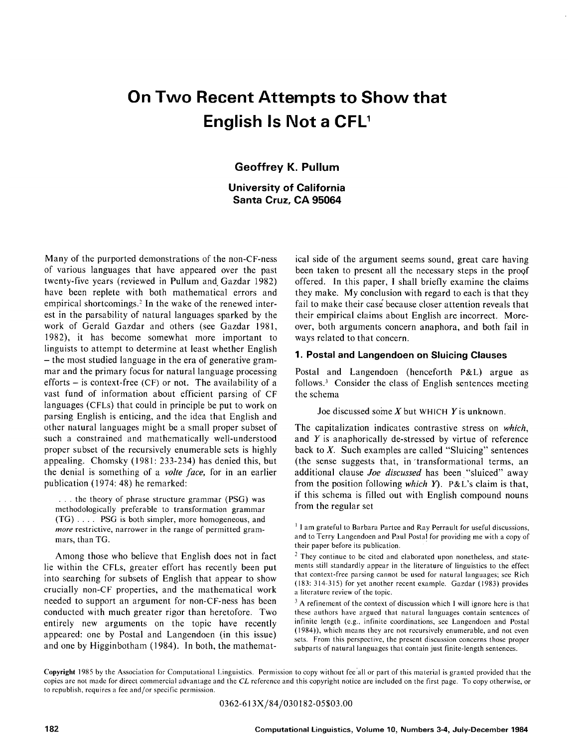# On Two Recent Attempts to Show that English Is Not a CFL[1]

**Geoffrey K. Pullum**

**University of California**
**Santa Cruz, CA 95064**

Many of the purported demonstrations of the non-CF-ness of various languages that have appeared over the past twenty-five years (reviewed in Pullum and Gazdar 1982) have been replete with both mathematical errors and empirical shortcomings.[2] In the wake of the renewed interest in the parsability of natural languages sparked by the work of Gerald Gazdar and others (see Gazdar 1981, 1982), it has become somewhat more important to linguists to attempt to determine at least whether English – the most studied language in the era of generative grammar and the primary focus for natural language processing efforts – is context-free (CF) or not. The availability of a vast fund of information about efficient parsing of CF languages (CFLs) that could in principle be put to work on parsing English is enticing, and the idea that English and other natural languages might be a small proper subset of such a constrained and mathematically well-understood proper subset of the recursively enumerable sets is highly appealing. Chomsky (1981: 233-234) has denied this, but the denial is something of a *volte face,* for in an earlier publication (1974: 48) he remarked:

> . . . the theory of phrase structure grammar (PSG) was methodologically preferable to transformation grammar (TG) . . . . PSG is both simpler, more homogeneous, and *more* restrictive, narrower in the range of permitted grammars, than TG.

Among those who believe that English does not in fact lie within the CFLs, greater effort has recently been put into searching for subsets of English that appear to show crucially non-CF properties, and the mathematical work needed to support an argument for non-CF-ness has been conducted with much greater rigor than heretofore. Two entirely new arguments on the topic have recently appeared: one by Postal and Langendoen (in this issue) and one by Higginbotham (1984). In both, the mathematical side of the argument seems sound, great care having been taken to present all the necessary steps in the proof offered. In this paper, I shall briefly examine the claims they make. My conclusion with regard to each is that they fail to make their case because closer attention reveals that their empirical claims about English are incorrect. Moreover, both arguments concern anaphora, and both fail in ways related to that concern.

## 1. Postal and Langendoen on Sluicing Clauses

Postal and Langendoen (henceforth P&L) argue as follows.[3] Consider the class of English sentences meeting the schema

> Joe discussed some *X* but WHICH *Y* is unknown.

The capitalization indicates contrastive stress on *which,* and *Y* is anaphorically de-stressed by virtue of reference back to *X*. Such examples are called "Sluicing" sentences (the sense suggests that, in transformational terms, an additional clause *Joe discussed* has been "sluiced" away from the position following *which Y*). P&L's claim is that, if this schema is filled out with English compound nouns from the regular set

[1] I am grateful to Barbara Partee and Ray Perrault for useful discussions, and to Terry Langendoen and Paul Postal for providing me with a copy of their paper before its publication.

[2] They continue to be cited and elaborated upon nonetheless, and statements still standardly appear in the literature of linguistics to the effect that context-free parsing cannot be used for natural languages; see Rich (183: 314-315) for yet another recent example. Gazdar (1983) provides a literature review of the topic.

[3] A refinement of the context of discussion which I will ignore here is that these authors have argued that natural languages contain sentences of infinite length (e.g., infinite coordinations, see Langendoen and Postal (1984)), which means they are not recursively enumerable, and not even sets. From this perspective, the present discussion concerns those proper subparts of natural languages that contain just finite-length sentences.

Copyright 1985 by the Association for Computational Linguistics. Permission to copy without fee all or part of this material is granted provided that the copies are not made for direct commercial advantage and the *CL* reference and this copyright notice are included on the first page. To copy otherwise, or to republish, requires a fee and/or specific permission.

0362-613X/84/030182-05$03.00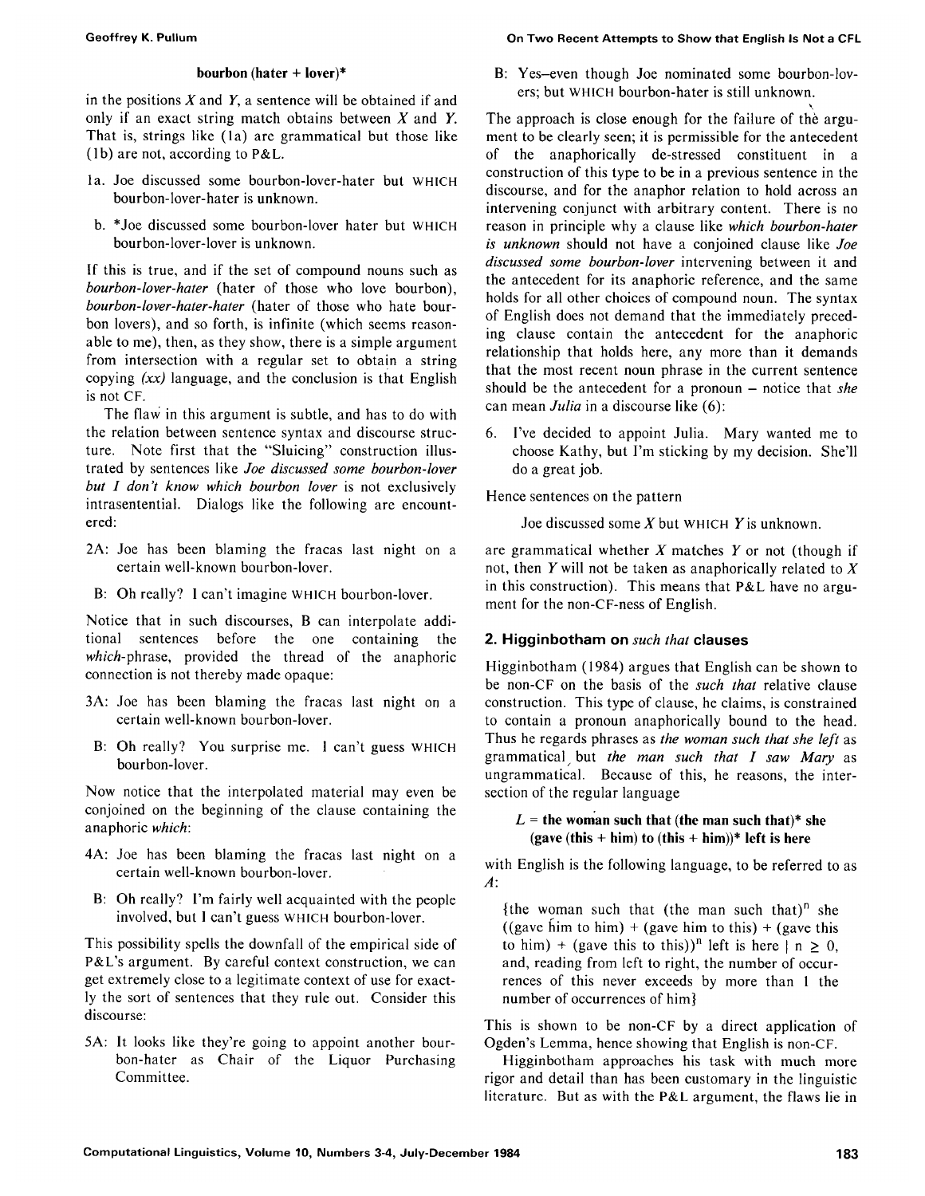**bourbon (hater + lover)***

in the positions $X$ and $Y$, a sentence will be obtained if and only if an exact string match obtains between $X$ and $Y$. That is, strings like (1a) are grammatical but those like (1b) are not, according to P&L.

1a. Joe discussed some bourbon-lover-hater but WHICH bourbon-lover-hater is unknown.

b. *Joe discussed some bourbon-lover hater but WHICH bourbon-lover-lover is unknown.

If this is true, and if the set of compound nouns such as *bourbon-lover-hater* (hater of those who love bourbon), *bourbon-lover-hater-hater* (hater of those who hate bourbon lovers), and so forth, is infinite (which seems reasonable to me), then, as they show, there is a simple argument from intersection with a regular set to obtain a string copying *(xx)* language, and the conclusion is that English is not CF.

The flaw in this argument is subtle, and has to do with the relation between sentence syntax and discourse structure. Note first that the "Sluicing" construction illustrated by sentences like *Joe discussed some bourbon-lover but I don't know which bourbon lover* is not exclusively intrasentential. Dialogs like the following are encountered:

2A: Joe has been blaming the fracas last night on a certain well-known bourbon-lover.

B: Oh really? I can't imagine WHICH bourbon-lover.

Notice that in such discourses, B can interpolate additional sentences before the one containing the *which*-phrase, provided the thread of the anaphoric connection is not thereby made opaque:

3A: Joe has been blaming the fracas last night on a certain well-known bourbon-lover.

B: Oh really? You surprise me. I can't guess WHICH bourbon-lover.

Now notice that the interpolated material may even be conjoined on the beginning of the clause containing the anaphoric *which*:

4A: Joe has been blaming the fracas last night on a certain well-known bourbon-lover.

B: Oh really? I'm fairly well acquainted with the people involved, but I can't guess WHICH bourbon-lover.

This possibility spells the downfall of the empirical side of P&L's argument. By careful context construction, we can get extremely close to a legitimate context of use for exactly the sort of sentences that they rule out. Consider this discourse:

5A: It looks like they're going to appoint another bourbon-hater as Chair of the Liquor Purchasing Committee.

B: Yes–even though Joe nominated some bourbon-lovers; but WHICH bourbon-hater is still unknown.

The approach is close enough for the failure of the argument to be clearly seen; it is permissible for the antecedent of the anaphorically de-stressed constituent in a construction of this type to be in a previous sentence in the discourse, and for the anaphor relation to hold across an intervening conjunct with arbitrary content. There is no reason in principle why a clause like *which bourbon-hater is unknown* should not have a conjoined clause like *Joe discussed some bourbon-lover* intervening between it and the antecedent for its anaphoric reference, and the same holds for all other choices of compound noun. The syntax of English does not demand that the immediately preceding clause contain the antecedent for the anaphoric relationship that holds here, any more than it demands that the most recent noun phrase in the current sentence should be the antecedent for a pronoun – notice that *she* can mean *Julia* in a discourse like (6):

6. I've decided to appoint Julia. Mary wanted me to choose Kathy, but I'm sticking by my decision. She'll do a great job.

Hence sentences on the pattern

Joe discussed some $X$ but WHICH $Y$ is unknown.

are grammatical whether $X$ matches $Y$ or not (though if not, then $Y$ will not be taken as anaphorically related to $X$ in this construction). This means that P&L have no argument for the non-CF-ness of English.

## 2. Higginbotham on *such that* clauses

Higginbotham (1984) argues that English can be shown to be non-CF on the basis of the *such that* relative clause construction. This type of clause, he claims, is constrained to contain a pronoun anaphorically bound to the head. Thus he regards phrases as *the woman such that she left* as grammatical but *the man such that I saw Mary* as ungrammatical. Because of this, he reasons, the intersection of the regular language

**$L$ = the woman such that (the man such that)* she (gave (this + him) to (this + him))* left is here**

with English is the following language, to be referred to as $A$:

{the woman such that (the man such that)$^n$ she ((gave him to him) + (gave him to this) + (gave this to him) + (gave this to this))$^n$ left is here | $n \geq 0$, and, reading from left to right, the number of occurrences of this never exceeds by more than 1 the number of occurrences of him}

This is shown to be non-CF by a direct application of Ogden's Lemma, hence showing that English is non-CF.

Higginbotham approaches his task with much more rigor and detail than has been customary in the linguistic literature. But as with the P&L argument, the flaws lie in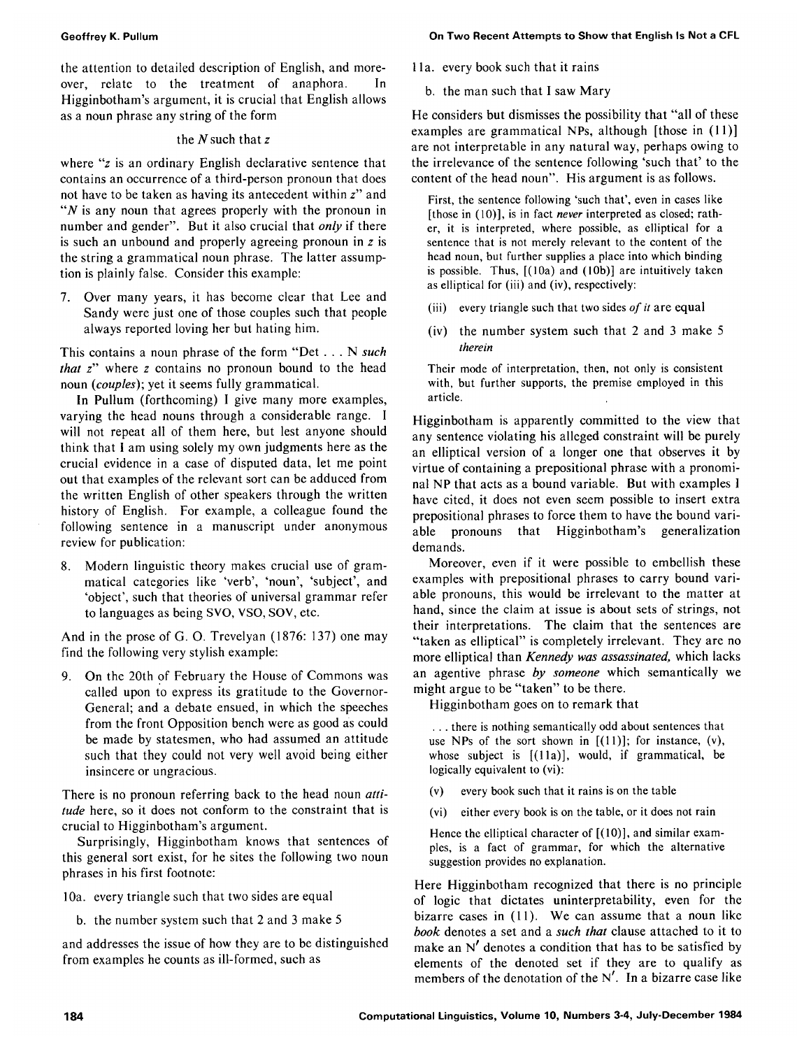the attention to detailed description of English, and moreover, relate to the treatment of anaphora. In Higginbotham's argument, it is crucial that English allows as a noun phrase any string of the form

the *N* such that *z*

where "*z* is an ordinary English declarative sentence that contains an occurrence of a third-person pronoun that does not have to be taken as having its antecedent within *z*" and "*N* is any noun that agrees properly with the pronoun in number and gender". But it also crucial that *only* if there is such an unbound and properly agreeing pronoun in *z* is the string a grammatical noun phrase. The latter assumption is plainly false. Consider this example:

7. Over many years, it has become clear that Lee and Sandy were just one of those couples such that people always reported loving her but hating him.

This contains a noun phrase of the form "Det . . . N *such that z*" where *z* contains no pronoun bound to the head noun (*couples*); yet it seems fully grammatical.

In Pullum (forthcoming) I give many more examples, varying the head nouns through a considerable range. I will not repeat all of them here, but lest anyone should think that I am using solely my own judgments here as the crucial evidence in a case of disputed data, let me point out that examples of the relevant sort can be adduced from the written English of other speakers through the written history of English. For example, a colleague found the following sentence in a manuscript under anonymous review for publication:

8. Modern linguistic theory makes crucial use of grammatical categories like 'verb', 'noun', 'subject', and 'object', such that theories of universal grammar refer to languages as being SVO, VSO, SOV, etc.

And in the prose of G. O. Trevelyan (1876: 137) one may find the following very stylish example:

9. On the 20th of February the House of Commons was called upon to express its gratitude to the Governor-General; and a debate ensued, in which the speeches from the front Opposition bench were as good as could be made by statesmen, who had assumed an attitude such that they could not very well avoid being either insincere or ungracious.

There is no pronoun referring back to the head noun *attitude* here, so it does not conform to the constraint that is crucial to Higginbotham's argument.

Surprisingly, Higginbotham knows that sentences of this general sort exist, for he sites the following two noun phrases in his first footnote:

10a. every triangle such that two sides are equal

b. the number system such that 2 and 3 make 5

and addresses the issue of how they are to be distinguished from examples he counts as ill-formed, such as

11a. every book such that it rains

b. the man such that I saw Mary

He considers but dismisses the possibility that "all of these examples are grammatical NPs, although [those in (11)] are not interpretable in any natural way, perhaps owing to the irrelevance of the sentence following 'such that' to the content of the head noun". His argument is as follows.

> First, the sentence following 'such that', even in cases like [those in (10)], is in fact *never* interpreted as closed; rather, it is interpreted, where possible, as elliptical for a sentence that is not merely relevant to the content of the head noun, but further supplies a place into which binding is possible. Thus, [(10a) and (10b)] are intuitively taken as elliptical for (iii) and (iv), respectively:
>
> (iii) every triangle such that two sides *of it* are equal
>
> (iv) the number system such that 2 and 3 make 5 *therein*
>
> Their mode of interpretation, then, not only is consistent with, but further supports, the premise employed in this article.

Higginbotham is apparently committed to the view that any sentence violating his alleged constraint will be purely an elliptical version of a longer one that observes it by virtue of containing a prepositional phrase with a pronominal NP that acts as a bound variable. But with examples I have cited, it does not even seem possible to insert extra prepositional phrases to force them to have the bound variable pronouns that Higginbotham's generalization demands.

Moreover, even if it were possible to embellish these examples with prepositional phrases to carry bound variable pronouns, this would be irrelevant to the matter at hand, since the claim at issue is about sets of strings, not their interpretations. The claim that the sentences are "taken as elliptical" is completely irrelevant. They are no more elliptical than *Kennedy was assassinated,* which lacks an agentive phrase *by someone* which semantically we might argue to be "taken" to be there.

Higginbotham goes on to remark that

> . . . there is nothing semantically odd about sentences that use NPs of the sort shown in [(11)]; for instance, (v), whose subject is [(11a)], would, if grammatical, be logically equivalent to (vi):
>
> (v) every book such that it rains is on the table
>
> (vi) either every book is on the table, or it does not rain
>
> Hence the elliptical character of [(10)], and similar examples, is a fact of grammar, for which the alternative suggestion provides no explanation.

Here Higginbotham recognized that there is no principle of logic that dictates uninterpretability, even for the bizarre cases in (11). We can assume that a noun like *book* denotes a set and a *such that* clause attached to it to make an N′ denotes a condition that has to be satisfied by elements of the denoted set if they are to qualify as members of the denotation of the N′. In a bizarre case like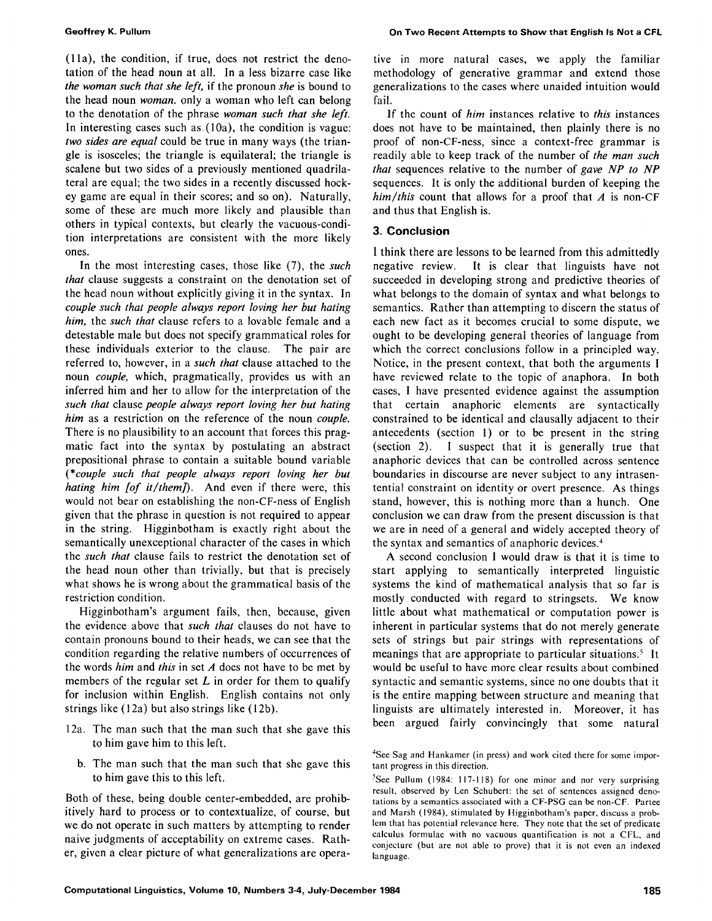(11a), the condition, if true, does not restrict the denotation of the head noun at all. In a less bizarre case like *the woman such that she left,* if the pronoun *she* is bound to the head noun *woman.* only a woman who left can belong to the denotation of the phrase *woman such that she left.* In interesting cases such as (10a), the condition is vague: *two sides are equal* could be true in many ways (the triangle is isosceles; the triangle is equilateral; the triangle is scalene but two sides of a previously mentioned quadrilateral are equal; the two sides in a recently discussed hockey game are equal in their scores; and so on). Naturally, some of these are much more likely and plausible than others in typical contexts, but clearly the vacuous-condition interpretations are consistent with the more likely ones.

In the most interesting cases, those like (7), the *such that* clause suggests a constraint on the denotation set of the head noun without explicitly giving it in the syntax. In *couple such that people always report loving her but hating him,* the *such that* clause refers to a lovable female and a detestable male but does not specify grammatical roles for these individuals exterior to the clause. The pair are referred to, however, in a *such that* clause attached to the noun *couple,* which, pragmatically, provides us with an inferred him and her to allow for the interpretation of the *such that* clause *people always report loving her but hating him* as a restriction on the reference of the noun *couple.* There is no plausibility to an account that forces this pragmatic fact into the syntax by postulating an abstract prepositional phrase to contain a suitable bound variable (*\*couple such that people always report loving her but hating him [of it/them]*). And even if there were, this would not bear on establishing the non-CF-ness of English given that the phrase in question is not required to appear in the string. Higginbotham is exactly right about the semantically unexceptional character of the cases in which the *such that* clause fails to restrict the denotation set of the head noun other than trivially, but that is precisely what shows he is wrong about the grammatical basis of the restriction condition.

Higginbotham's argument fails, then, because, given the evidence above that *such that* clauses do not have to contain pronouns bound to their heads, we can see that the condition regarding the relative numbers of occurrences of the words *him* and *this* in set $A$ does not have to be met by members of the regular set $L$ in order for them to qualify for inclusion within English. English contains not only strings like (12a) but also strings like (12b).

12a. The man such that the man such that she gave this to him gave him to this left.

b. The man such that the man such that she gave this to him gave this to this left.

Both of these, being double center-embedded, are prohibitively hard to process or to contextualize, of course, but we do not operate in such matters by attempting to render naive judgments of acceptability on extreme cases. Rather, given a clear picture of what generalizations are operative in more natural cases, we apply the familiar methodology of generative grammar and extend those generalizations to the cases where unaided intuition would fail.

If the count of *him* instances relative to *this* instances does not have to be maintained, then plainly there is no proof of non-CF-ness, since a context-free grammar is readily able to keep track of the number of *the man such that* sequences relative to the number of *gave NP to NP* sequences. It is only the additional burden of keeping the *him/this* count that allows for a proof that $A$ is non-CF and thus that English is.

## 3. Conclusion

I think there are lessons to be learned from this admittedly negative review. It is clear that linguists have not succeeded in developing strong and predictive theories of what belongs to the domain of syntax and what belongs to semantics. Rather than attempting to discern the status of each new fact as it becomes crucial to some dispute, we ought to be developing general theories of language from which the correct conclusions follow in a principled way. Notice, in the present context, that both the arguments I have reviewed relate to the topic of anaphora. In both cases, I have presented evidence against the assumption that certain anaphoric elements are syntactically constrained to be identical and clausally adjacent to their antecedents (section 1) or to be present in the string (section 2). I suspect that it is generally true that anaphoric devices that can be controlled across sentence boundaries in discourse are never subject to any intrasentential constraint on identity or overt presence. As things stand, however, this is nothing more than a hunch. One conclusion we can draw from the present discussion is that we are in need of a general and widely accepted theory of the syntax and semantics of anaphoric devices.[4]

A second conclusion I would draw is that it is time to start applying to semantically interpreted linguistic systems the kind of mathematical analysis that so far is mostly conducted with regard to stringsets. We know little about what mathematical or computation power is inherent in particular systems that do not merely generate sets of strings but pair strings with representations of meanings that are appropriate to particular situations.[5] It would be useful to have more clear results about combined syntactic and semantic systems, since no one doubts that it is the entire mapping between structure and meaning that linguists are ultimately interested in. Moreover, it has been argued fairly convincingly that some natural

[4] See Sag and Hankamer (in press) and work cited there for some important progress in this direction.

[5] See Pullum (1984: 117-118) for one minor and nor very surprising result, observed by Len Schubert: the set of sentences assigned denotations by a semantics associated with a CF-PSG can be non-CF. Partee and Marsh (1984), stimulated by Higginbotham's paper, discuss a problem that has potential relevance here. They note that the set of predicate calculus formulae with no vacuous quantification is not a CFL, and conjecture (but are not able to prove) that it is not even an indexed language.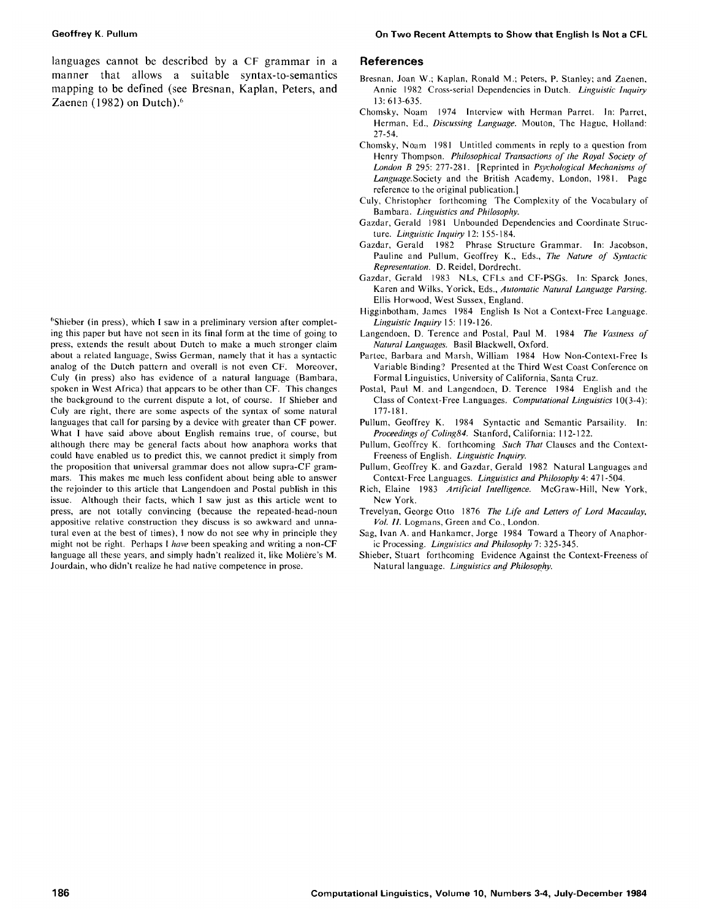languages cannot be described by a CF grammar in a manner that allows a suitable syntax-to-semantics mapping to be defined (see Bresnan, Kaplan, Peters, and Zaenen (1982) on Dutch).[6]

[6]Shieber (in press), which I saw in a preliminary version after completing this paper but have not seen in its final form at the time of going to press, extends the result about Dutch to make a much stronger claim about a related language, Swiss German, namely that it has a syntactic analog of the Dutch pattern and overall is not even CF. Moreover, Culy (in press) also has evidence of a natural language (Bambara, spoken in West Africa) that appears to be other than CF. This changes the background to the current dispute a lot, of course. If Shieber and Culy are right, there are some aspects of the syntax of some natural languages that call for parsing by a device with greater than CF power. What I have said above about English remains true, of course, but although there may be general facts about how anaphora works that could have enabled us to predict this, we cannot predict it simply from the proposition that universal grammar does not allow supra-CF grammars. This makes me much less confident about being able to answer the rejoinder to this article that Langendoen and Postal publish in this issue. Although their facts, which I saw just as this article went to press, are not totally convincing (because the repeated-head-noun appositive relative construction they discuss is so awkward and unnatural even at the best of times), I now do not see why in principle they might not be right. Perhaps I *have* been speaking and writing a non-CF language all these years, and simply hadn't realized it, like Molière's M. Jourdain, who didn't realize he had native competence in prose.

## References

Bresnan, Joan W.; Kaplan, Ronald M.; Peters, P. Stanley; and Zaenen, Annie 1982 Cross-serial Dependencies in Dutch. *Linguistic Inquiry* 13: 613-635.

Chomsky, Noam 1974 Interview with Herman Parret. In: Parret, Herman, Ed., *Discussing Language*. Mouton, The Hague, Holland: 27-54.

Chomsky, Noam 1981 Untitled comments in reply to a question from Henry Thompson. *Philosophical Transactions of the Royal Society of London B* 295: 277-281. [Reprinted in *Psychological Mechanisms of Language*.Society and the British Academy, London, 1981. Page reference to the original publication.]

Culy, Christopher forthcoming The Complexity of the Vocabulary of Bambara. *Linguistics and Philosophy*.

Gazdar, Gerald 1981 Unbounded Dependencies and Coordinate Structure. *Linguistic Inquiry* 12: 155-184.

Gazdar, Gerald 1982 Phrase Structure Grammar. In: Jacobson, Pauline and Pullum, Geoffrey K., Eds., *The Nature of Syntactic Representation*. D. Reidel, Dordrecht.

Gazdar, Gerald 1983 NLs, CFLs and CF-PSGs. In: Sparck Jones, Karen and Wilks, Yorick, Eds., *Automatic Natural Language Parsing*. Ellis Horwood, West Sussex, England.

Higginbotham, James 1984 English Is Not a Context-Free Language. *Linguistic Inquiry* 15: 119-126.

Langendoen, D. Terence and Postal, Paul M. 1984 *The Vastness of Natural Languages*. Basil Blackwell, Oxford.

Partee, Barbara and Marsh, William 1984 How Non-Context-Free Is Variable Binding? Presented at the Third West Coast Conference on Formal Linguistics, University of California, Santa Cruz.

Postal, Paul M. and Langendoen, D. Terence 1984 English and the Class of Context-Free Languages. *Computational Linguistics* 10(3-4): 177-181.

Pullum, Geoffrey K. 1984 Syntactic and Semantic Parsaility. In: *Proceedings of Coling84*. Stanford, California: 112-122.

Pullum, Geoffrey K. forthcoming *Such That* Clauses and the Context-Freeness of English. *Linguistic Inquiry*.

Pullum, Geoffrey K. and Gazdar, Gerald 1982 Natural Languages and Context-Free Languages. *Linguistics and Philosophy* 4: 471-504.

Rich, Elaine 1983 *Artificial Intelligence*. McGraw-Hill, New York, New York.

Trevelyan, George Otto 1876 *The Life and Letters of Lord Macaulay, Vol. II*. Logmans, Green and Co., London.

Sag, Ivan A. and Hankamer, Jorge 1984 Toward a Theory of Anaphoric Processing. *Linguistics and Philosophy* 7: 325-345.

Shieber, Stuart forthcoming Evidence Against the Context-Freeness of Natural language. *Linguistics and Philosophy*.